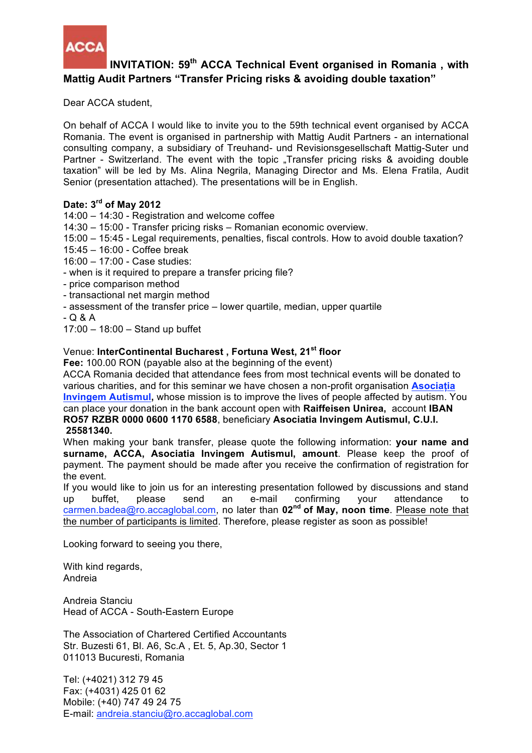ACCA

# INVITATION: 59th ACCA Technical Event organised in Romania , with Mattig Audit Partners “Transfer Pricing risks & avoiding double taxation”

Dear ACCA student,

On behalf of ACCA I would like to invite you to the 59th technical event organised by ACCA Romania. The event is organised in partnership with Mattig Audit Partners - an international consulting company, a subsidiary of Treuhand- und Revisionsgesellschaft Mattig-Suter und Partner - Switzerland. The event with the topic „Transfer pricing risks & avoiding double taxation” will be led by Ms. Alina Negrila, Managing Director and Ms. Elena Fratila, Audit Senior (presentation attached). The presentations will be in English.

**Date: 3rd of May 2012**

14:00 – 14:30 - Registration and welcome coffee
14:30 – 15:00 - Transfer pricing risks – Romanian economic overview.
15:00 – 15:45 - Legal requirements, penalties, fiscal controls. How to avoid double taxation?
15:45 – 16:00 - Coffee break
16:00 – 17:00 - Case studies:

- when is it required to prepare a transfer pricing file?
- price comparison method
- transactional net margin method
- assessment of the transfer price – lower quartile, median, upper quartile
- Q & A

17:00 – 18:00 – Stand up buffet

Venue: **InterContinental Bucharest , Fortuna West, 21st floor**
**Fee:** 100.00 RON (payable also at the beginning of the event)
ACCA Romania decided that attendance fees from most technical events will be donated to various charities, and for this seminar we have chosen a non-profit organisation **Asociația Invingem Autismul**, whose mission is to improve the lives of people affected by autism. You can place your donation in the bank account open with **Raiffeisen Unirea,** account **IBAN RO57 RZBR 0000 0600 1170 6588**, beneficiary **Asociatia Invingem Autismul, C.U.I. 25581340.**
When making your bank transfer, please quote the following information: **your name and surname, ACCA, Asociatia Invingem Autismul, amount**. Please keep the proof of payment. The payment should be made after you receive the confirmation of registration for the event.
If you would like to join us for an interesting presentation followed by discussions and stand up buffet, please send an e-mail confirming your attendance to carmen.badea@ro.accaglobal.com, no later than **02nd of May, noon time**. Please note that the number of participants is limited. Therefore, please register as soon as possible!

Looking forward to seeing you there,

With kind regards,
Andreia

Andreia Stanciu
Head of ACCA - South-Eastern Europe

The Association of Chartered Certified Accountants
Str. Buzesti 61, Bl. A6, Sc.A , Et. 5, Ap.30, Sector 1
011013 Bucuresti, Romania

Tel: (+4021) 312 79 45
Fax: (+4031) 425 01 62
Mobile: (+40) 747 49 24 75
E-mail: andreia.stanciu@ro.accaglobal.com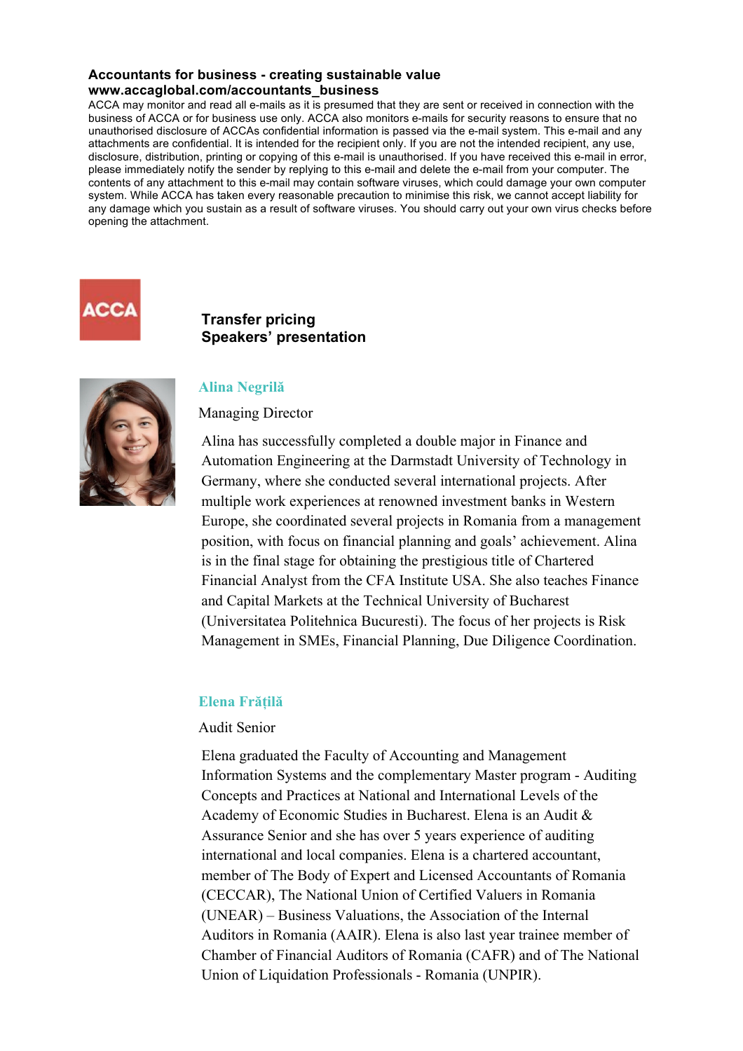**Accountants for business - creating sustainable value**
**www.accaglobal.com/accountants_business**

ACCA may monitor and read all e-mails as it is presumed that they are sent or received in connection with the business of ACCA or for business use only. ACCA also monitors e-mails for security reasons to ensure that no unauthorised disclosure of ACCAs confidential information is passed via the e-mail system. This e-mail and any attachments are confidential. It is intended for the recipient only. If you are not the intended recipient, any use, disclosure, distribution, printing or copying of this e-mail is unauthorised. If you have received this e-mail in error, please immediately notify the sender by replying to this e-mail and delete the e-mail from your computer. The contents of any attachment to this e-mail may contain software viruses, which could damage your own computer system. While ACCA has taken every reasonable precaution to minimise this risk, we cannot accept liability for any damage which you sustain as a result of software viruses. You should carry out your own virus checks before opening the attachment.

ACCA

**Transfer pricing**
**Speakers' presentation**

### Alina Negrilă

Managing Director

Alina has successfully completed a double major in Finance and Automation Engineering at the Darmstadt University of Technology in Germany, where she conducted several international projects. After multiple work experiences at renowned investment banks in Western Europe, she coordinated several projects in Romania from a management position, with focus on financial planning and goals' achievement. Alina is in the final stage for obtaining the prestigious title of Chartered Financial Analyst from the CFA Institute USA. She also teaches Finance and Capital Markets at the Technical University of Bucharest (Universitatea Politehnica Bucuresti). The focus of her projects is Risk Management in SMEs, Financial Planning, Due Diligence Coordination.

### Elena Frățilă

Audit Senior

Elena graduated the Faculty of Accounting and Management Information Systems and the complementary Master program - Auditing Concepts and Practices at National and International Levels of the Academy of Economic Studies in Bucharest. Elena is an Audit & Assurance Senior and she has over 5 years experience of auditing international and local companies. Elena is a chartered accountant, member of The Body of Expert and Licensed Accountants of Romania (CECCAR), The National Union of Certified Valuers in Romania (UNEAR) – Business Valuations, the Association of the Internal Auditors in Romania (AAIR). Elena is also last year trainee member of Chamber of Financial Auditors of Romania (CAFR) and of The National Union of Liquidation Professionals - Romania (UNPIR).